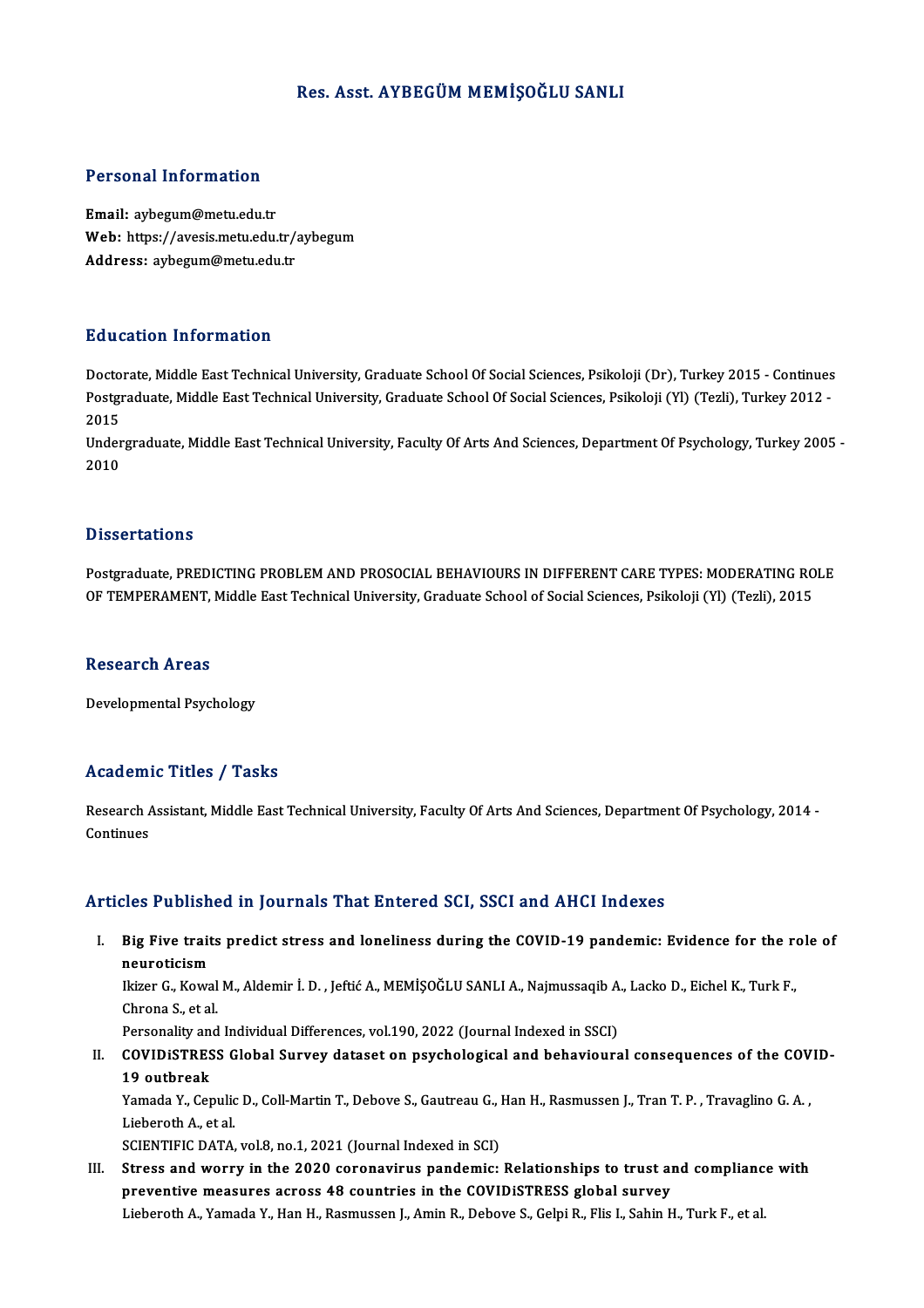# Res. Asst. AYBEGÜM MEMİŞOĞLU SANLI

## Personal Information

**Email:** aybegum@metu.edu.tr
**Web:** https://avesis.metu.edu.tr/aybegum
**Address:** aybegum@metu.edu.tr

## Education Information

Doctorate, Middle East Technical University, Graduate School Of Social Sciences, Psikoloji (Dr), Turkey 2015 - Continues
Postgraduate, Middle East Technical University, Graduate School Of Social Sciences, Psikoloji (Yl) (Tezli), Turkey 2012 - 2015
Undergraduate, Middle East Technical University, Faculty Of Arts And Sciences, Department Of Psychology, Turkey 2005 - 2010

## Dissertations

Postgraduate, PREDICTING PROBLEM AND PROSOCIAL BEHAVIOURS IN DIFFERENT CARE TYPES: MODERATING ROLE OF TEMPERAMENT, Middle East Technical University, Graduate School of Social Sciences, Psikoloji (Yl) (Tezli), 2015

## Research Areas

Developmental Psychology

## Academic Titles / Tasks

Research Assistant, Middle East Technical University, Faculty Of Arts And Sciences, Department Of Psychology, 2014 - Continues

## Articles Published in Journals That Entered SCI, SSCI and AHCI Indexes

I. **Big Five traits predict stress and loneliness during the COVID-19 pandemic: Evidence for the role of neuroticism**
Ikizer G., Kowal M., Aldemir İ. D. , Jeftić A., MEMİŞOĞLU SANLI A., Najmussaqib A., Lacko D., Eichel K., Turk F., Chrona S., et al.
Personality and Individual Differences, vol.190, 2022 (Journal Indexed in SSCI)

II. **COVIDiSTRESS Global Survey dataset on psychological and behavioural consequences of the COVID-19 outbreak**
Yamada Y., Cepulic D., Coll-Martin T., Debove S., Gautreau G., Han H., Rasmussen J., Tran T. P. , Travaglino G. A. , Lieberoth A., et al.
SCIENTIFIC DATA, vol.8, no.1, 2021 (Journal Indexed in SCI)

III. **Stress and worry in the 2020 coronavirus pandemic: Relationships to trust and compliance with preventive measures across 48 countries in the COVIDiSTRESS global survey**
Lieberoth A., Yamada Y., Han H., Rasmussen J., Amin R., Debove S., Gelpi R., Flis I., Sahin H., Turk F., et al.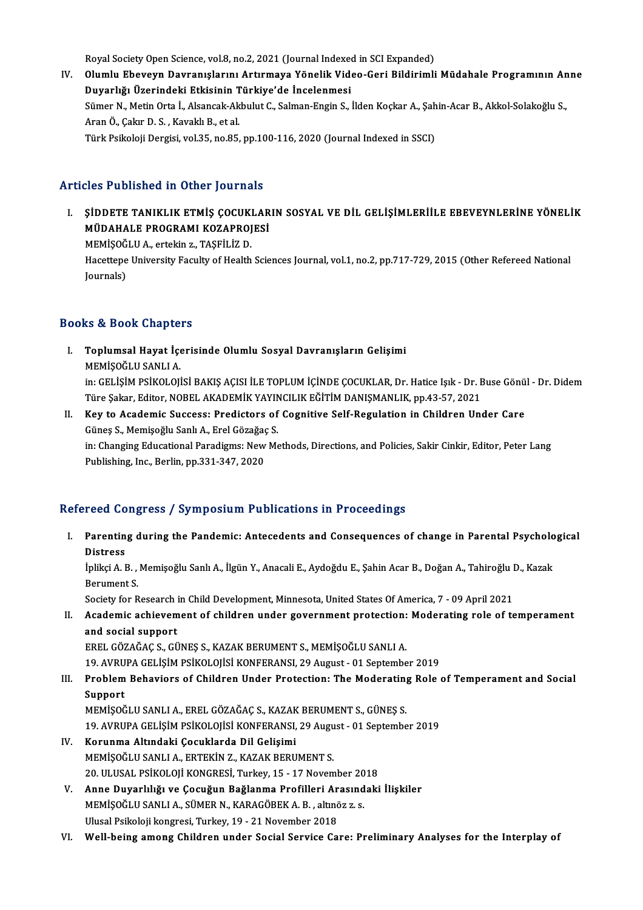Royal Society Open Science, vol.8, no.2, 2021 (Journal Indexed in SCI Expanded)

IV. **Olumlu Ebeveyn Davranışlarını Artırmaya Yönelik Video-Geri Bildirimli Müdahale Programının Anne Duyarlığı Üzerindeki Etkisinin Türkiye'de İncelenmesi**
Sümer N., Metin Orta İ., Alsancak-Akbulut C., Salman-Engin S., İlden Koçkar A., Şahin-Acar B., Akkol-Solakoğlu S., Aran Ö., Çakır D. S. , Kavaklı B., et al.
Türk Psikoloji Dergisi, vol.35, no.85, pp.100-116, 2020 (Journal Indexed in SSCI)

## Articles Published in Other Journals

I. **ŞİDDETE TANIKLIK ETMİŞ ÇOCUKLARIN SOSYAL VE DİL GELİŞİMLERİİLE EBEVEYNLERİNE YÖNELİK MÜDAHALE PROGRAMI KOZAPROJESİ**
MEMİŞOĞLU A., ertekin z., TAŞFİLİZ D.
Hacettepe University Faculty of Health Sciences Journal, vol.1, no.2, pp.717-729, 2015 (Other Refereed National Journals)

## Books & Book Chapters

I. **Toplumsal Hayat İçerisinde Olumlu Sosyal Davranışların Gelişimi**
MEMİŞOĞLU SANLI A.
in: GELİŞİM PSİKOLOJİSİ BAKIŞ AÇISI İLE TOPLUM İÇİNDE ÇOCUKLAR, Dr. Hatice Işık - Dr. Buse Gönül - Dr. Didem Türe Şakar, Editor, NOBEL AKADEMİK YAYINCILIK EĞİTİM DANIŞMANLIK, pp.43-57, 2021

II. **Key to Academic Success: Predictors of Cognitive Self-Regulation in Children Under Care**
Güneş S., Memişoğlu Sanlı A., Erel Gözağaç S.
in: Changing Educational Paradigms: New Methods, Directions, and Policies, Sakir Cinkir, Editor, Peter Lang Publishing, Inc., Berlin, pp.331-347, 2020

## Refereed Congress / Symposium Publications in Proceedings

I. **Parenting during the Pandemic: Antecedents and Consequences of change in Parental Psychological Distress**
İplikçi A. B. , Memişoğlu Sanlı A., İlgün Y., Anacali E., Aydoğdu E., Şahin Acar B., Doğan A., Tahiroğlu D., Kazak Berument S.
Society for Research in Child Development, Minnesota, United States Of America, 7 - 09 April 2021

II. **Academic achievement of children under government protection: Moderating role of temperament and social support**
EREL GÖZAĞAÇ S., GÜNEŞ S., KAZAK BERUMENT S., MEMİŞOĞLU SANLI A.
19. AVRUPA GELİŞİM PSİKOLOJİSİ KONFERANSI, 29 August - 01 September 2019

III. **Problem Behaviors of Children Under Protection: The Moderating Role of Temperament and Social Support**
MEMİŞOĞLU SANLI A., EREL GÖZAĞAÇ S., KAZAK BERUMENT S., GÜNEŞ S.
19. AVRUPA GELİŞİM PSİKOLOJİSİ KONFERANSI, 29 August - 01 September 2019

IV. **Korunma Altındaki Çocuklarda Dil Gelişimi**
MEMİŞOĞLU SANLI A., ERTEKİN Z., KAZAK BERUMENT S.
20. ULUSAL PSİKOLOJİ KONGRESİ, Turkey, 15 - 17 November 2018

V. **Anne Duyarlılığı ve Çocuğun Bağlanma Profilleri Arasındaki İlişkiler**
MEMİŞOĞLU SANLI A., SÜMER N., KARAGÖBEK A. B. , altınöz z. s.
Ulusal Psikoloji kongresi, Turkey, 19 - 21 November 2018

VI. **Well-being among Children under Social Service Care: Preliminary Analyses for the Interplay of**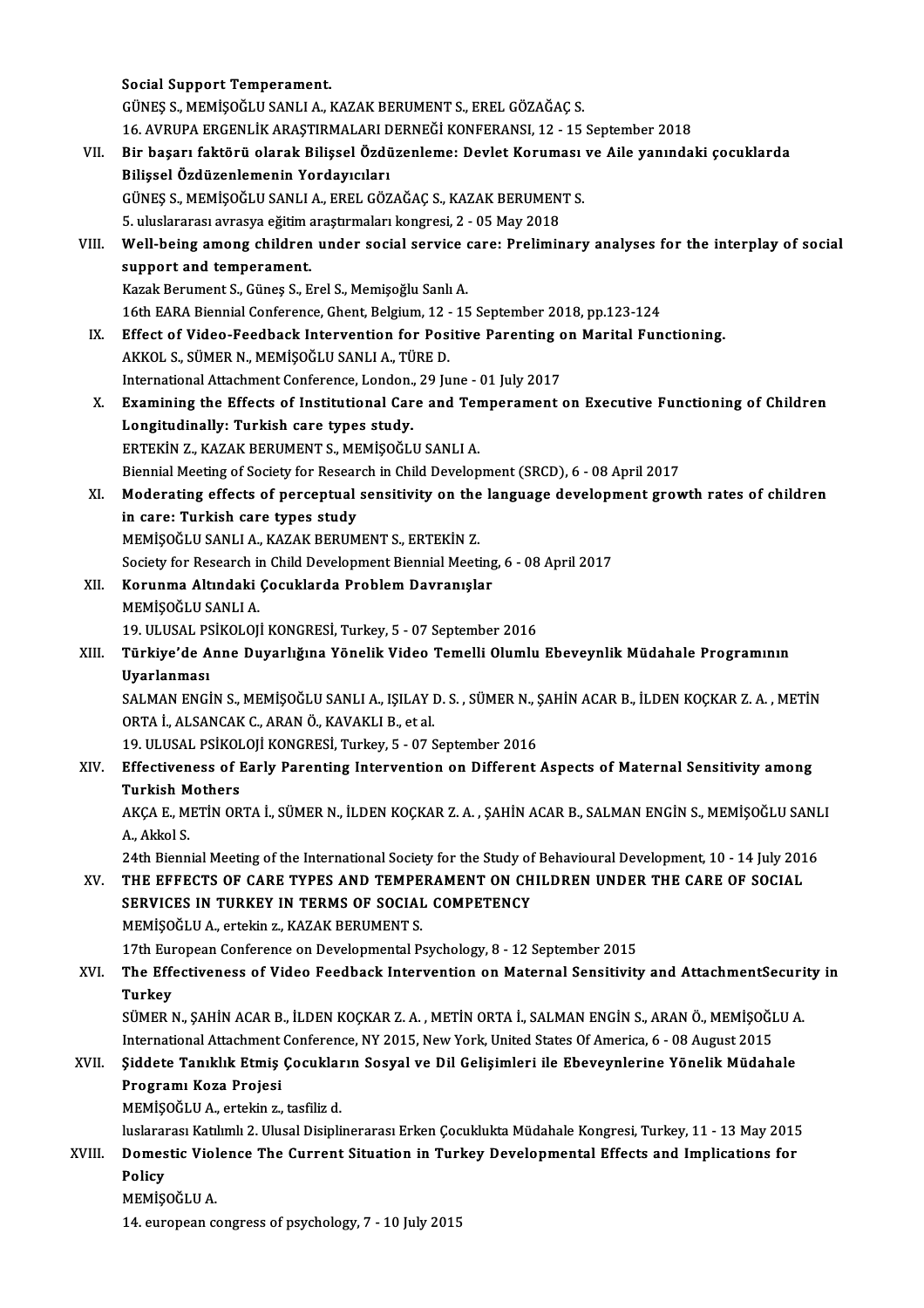Social Support Temperament.
GÜNEŞ S., MEMİŞOĞLU SANLI A., KAZAK BERUMENT S., EREL GÖZAĞAÇ S.
16. AVRUPA ERGENLİK ARAŞTIRMALARI DERNEĞİ KONFERANSI, 12 - 15 September 2018

VII. **Bir başarı faktörü olarak Bilişsel Özdüzenleme: Devlet Koruması ve Aile yanındaki çocuklarda Bilişsel Özdüzenlemenin Yordayıcıları**
GÜNEŞ S., MEMİŞOĞLU SANLI A., EREL GÖZAĞAÇ S., KAZAK BERUMENT S.
5. uluslararası avrasya eğitim araştırmaları kongresi, 2 - 05 May 2018

VIII. **Well-being among children under social service care: Preliminary analyses for the interplay of social support and temperament.**
Kazak Berument S., Güneş S., Erel S., Memişoğlu Sanlı A.
16th EARA Biennial Conference, Ghent, Belgium, 12 - 15 September 2018, pp.123-124

IX. **Effect of Video-Feedback Intervention for Positive Parenting on Marital Functioning.**
AKKOL S., SÜMER N., MEMİŞOĞLU SANLI A., TÜRE D.
International Attachment Conference, London., 29 June - 01 July 2017

X. **Examining the Effects of Institutional Care and Temperament on Executive Functioning of Children Longitudinally: Turkish care types study.**
ERTEKİN Z., KAZAK BERUMENT S., MEMİŞOĞLU SANLI A.
Biennial Meeting of Society for Research in Child Development (SRCD), 6 - 08 April 2017

XI. **Moderating effects of perceptual sensitivity on the language development growth rates of children in care: Turkish care types study**
MEMİŞOĞLU SANLI A., KAZAK BERUMENT S., ERTEKİN Z.
Society for Research in Child Development Biennial Meeting, 6 - 08 April 2017

XII. **Korunma Altındaki Çocuklarda Problem Davranışlar**
MEMİŞOĞLU SANLI A.
19. ULUSAL PSİKOLOJİ KONGRESİ, Turkey, 5 - 07 September 2016

XIII. **Türkiye'de Anne Duyarlığına Yönelik Video Temelli Olumlu Ebeveynlik Müdahale Programının Uyarlanması**
SALMAN ENGİN S., MEMİŞOĞLU SANLI A., IŞILAY D. S. , SÜMER N., ŞAHİN ACAR B., İLDEN KOÇKAR Z. A. , METİN ORTA İ., ALSANCAK C., ARAN Ö., KAVAKLI B., et al.
19. ULUSAL PSİKOLOJİ KONGRESİ, Turkey, 5 - 07 September 2016

XIV. **Effectiveness of Early Parenting Intervention on Different Aspects of Maternal Sensitivity among Turkish Mothers**
AKÇA E., METİN ORTA İ., SÜMER N., İLDEN KOÇKAR Z. A. , ŞAHİN ACAR B., SALMAN ENGİN S., MEMİŞOĞLU SANLI A., Akkol S.
24th Biennial Meeting of the International Society for the Study of Behavioural Development, 10 - 14 July 2016

XV. **THE EFFECTS OF CARE TYPES AND TEMPERAMENT ON CHILDREN UNDER THE CARE OF SOCIAL SERVICES IN TURKEY IN TERMS OF SOCIAL COMPETENCY**
MEMİŞOĞLU A., ertekin z., KAZAK BERUMENT S.
17th European Conference on Developmental Psychology, 8 - 12 September 2015

XVI. **The Effectiveness of Video Feedback Intervention on Maternal Sensitivity and AttachmentSecurity in Turkey**
SÜMER N., ŞAHİN ACAR B., İLDEN KOÇKAR Z. A. , METİN ORTA İ., SALMAN ENGİN S., ARAN Ö., MEMİŞOĞLU A.
International Attachment Conference, NY 2015, New York, United States Of America, 6 - 08 August 2015

XVII. **Şiddete Tanıklık Etmiş Çocukların Sosyal ve Dil Gelişimleri ile Ebeveynlerine Yönelik Müdahale Programı Koza Projesi**
MEMİŞOĞLU A., ertekin z., tasfiliz d.
luslararası Katılımlı 2. Ulusal Disiplinerarası Erken Çocuklukta Müdahale Kongresi, Turkey, 11 - 13 May 2015

XVIII. **Domestic Violence The Current Situation in Turkey Developmental Effects and Implications for Policy**
MEMİŞOĞLU A.
14. european congress of psychology, 7 - 10 July 2015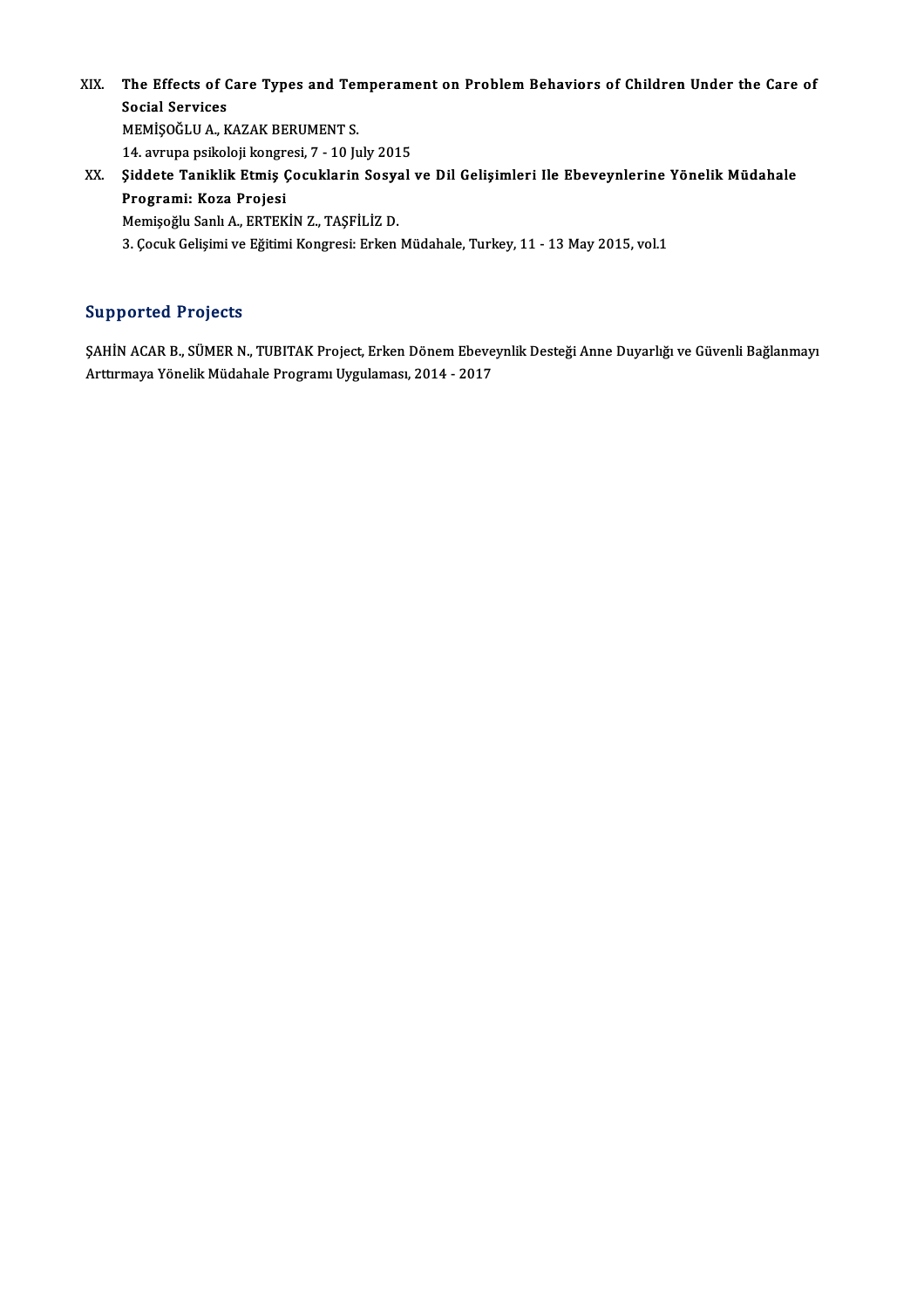XIX. **The Effects of Care Types and Temperament on Problem Behaviors of Children Under the Care of Social Services**
MEMİŞOĞLU A., KAZAK BERUMENT S.
14. avrupa psikoloji kongresi, 7 - 10 July 2015

XX. **Şiddete Taniklik Etmiş Çocuklarin Sosyal ve Dil Gelişimleri Ile Ebeveynlerine Yönelik Müdahale Programi: Koza Projesi**
Memişoğlu Sanlı A., ERTEKİN Z., TAŞFİLİZ D.
3. Çocuk Gelişimi ve Eğitimi Kongresi: Erken Müdahale, Turkey, 11 - 13 May 2015, vol.1

## Supported Projects

ŞAHİN ACAR B., SÜMER N., TUBITAK Project, Erken Dönem Ebeveynlik Desteği Anne Duyarlığı ve Güvenli Bağlanmayı Arttırmaya Yönelik Müdahale Programı Uygulaması, 2014 - 2017